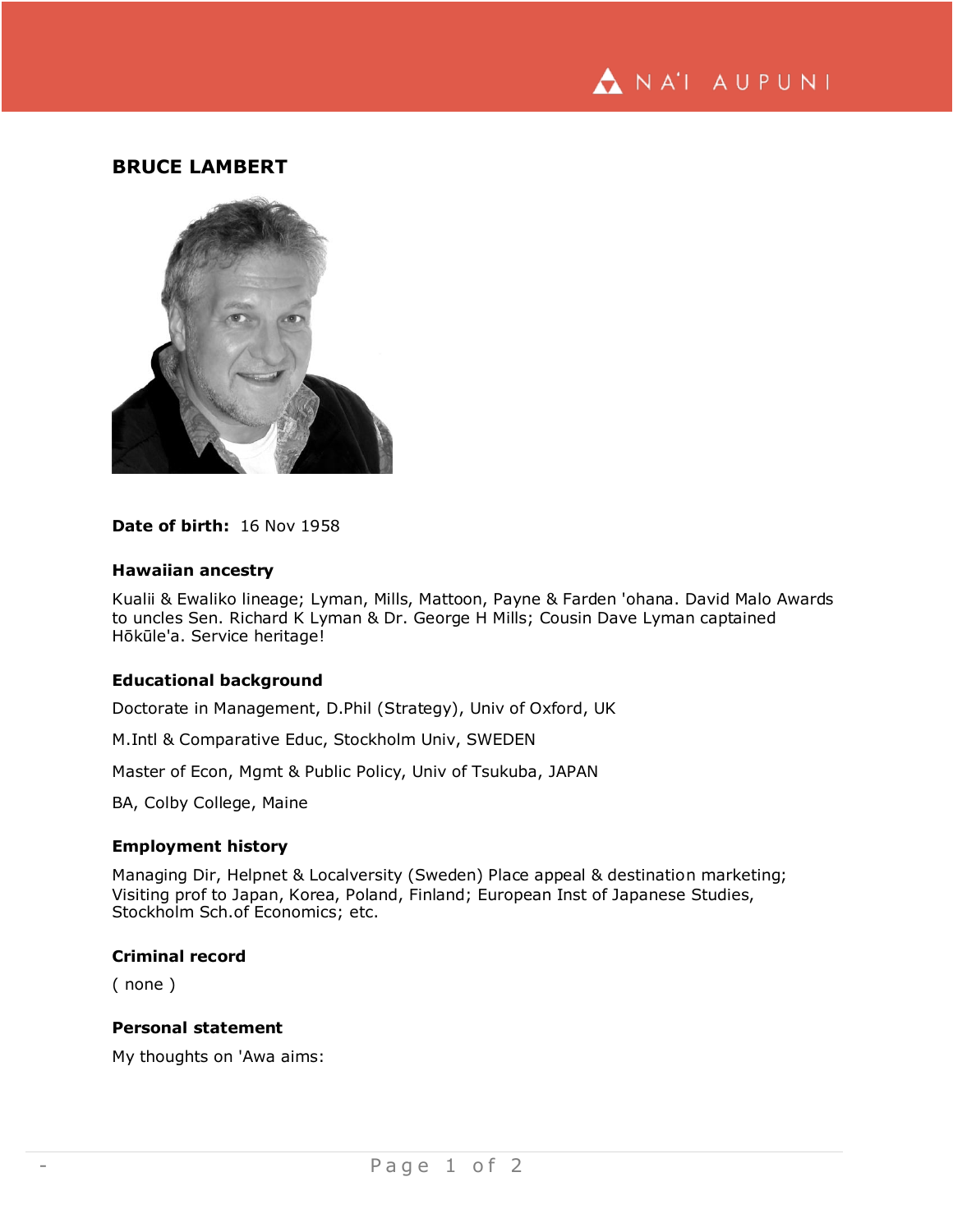# BRUCE LAMBERT

**Date of birth:** 16 Nov 1958

### Hawaiian ancestry

Kualii & Ewaliko lineage; Lyman, Mills, Mattoon, Payne & Farden 'ohana. David Malo Awards to uncles Sen. Richard K Lyman & Dr. George H Mills; Cousin Dave Lyman captained Hōkūle'a. Service heritage!

### Educational background

Doctorate in Management, D.Phil (Strategy), Univ of Oxford, UK

M.Intl & Comparative Educ, Stockholm Univ, SWEDEN

Master of Econ, Mgmt & Public Policy, Univ of Tsukuba, JAPAN

BA, Colby College, Maine

### Employment history

Managing Dir, Helpnet & Localversity (Sweden) Place appeal & destination marketing; Visiting prof to Japan, Korea, Poland, Finland; European Inst of Japanese Studies, Stockholm Sch.of Economics; etc.

### Criminal record

( none )

### Personal statement

My thoughts on 'Awa aims: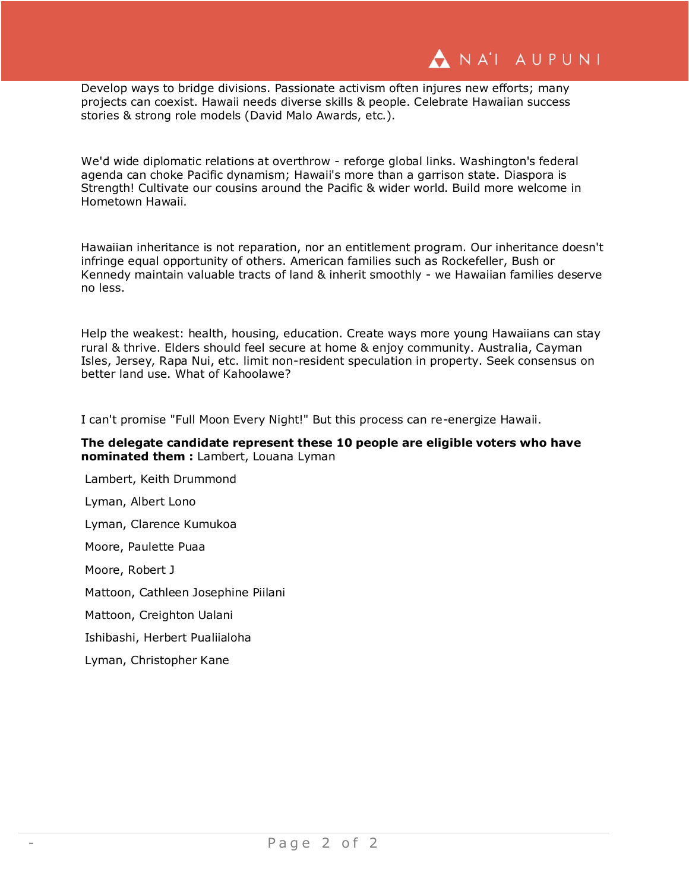Develop ways to bridge divisions. Passionate activism often injures new efforts; many projects can coexist. Hawaii needs diverse skills & people. Celebrate Hawaiian success stories & strong role models (David Malo Awards, etc.).

We'd wide diplomatic relations at overthrow - reforge global links. Washington's federal agenda can choke Pacific dynamism; Hawaii's more than a garrison state. Diaspora is Strength! Cultivate our cousins around the Pacific & wider world. Build more welcome in Hometown Hawaii.

Hawaiian inheritance is not reparation, nor an entitlement program. Our inheritance doesn't infringe equal opportunity of others. American families such as Rockefeller, Bush or Kennedy maintain valuable tracts of land & inherit smoothly - we Hawaiian families deserve no less.

Help the weakest: health, housing, education. Create ways more young Hawaiians can stay rural & thrive. Elders should feel secure at home & enjoy community. Australia, Cayman Isles, Jersey, Rapa Nui, etc. limit non-resident speculation in property. Seek consensus on better land use. What of Kahoolawe?

I can't promise "Full Moon Every Night!" But this process can re-energize Hawaii.

**The delegate candidate represent these 10 people are eligible voters who have nominated them :** Lambert, Louana Lyman

Lambert, Keith Drummond

Lyman, Albert Lono

Lyman, Clarence Kumukoa

Moore, Paulette Puaa

Moore, Robert J

Mattoon, Cathleen Josephine Piilani

Mattoon, Creighton Ualani

Ishibashi, Herbert Pualiialoha

Lyman, Christopher Kane